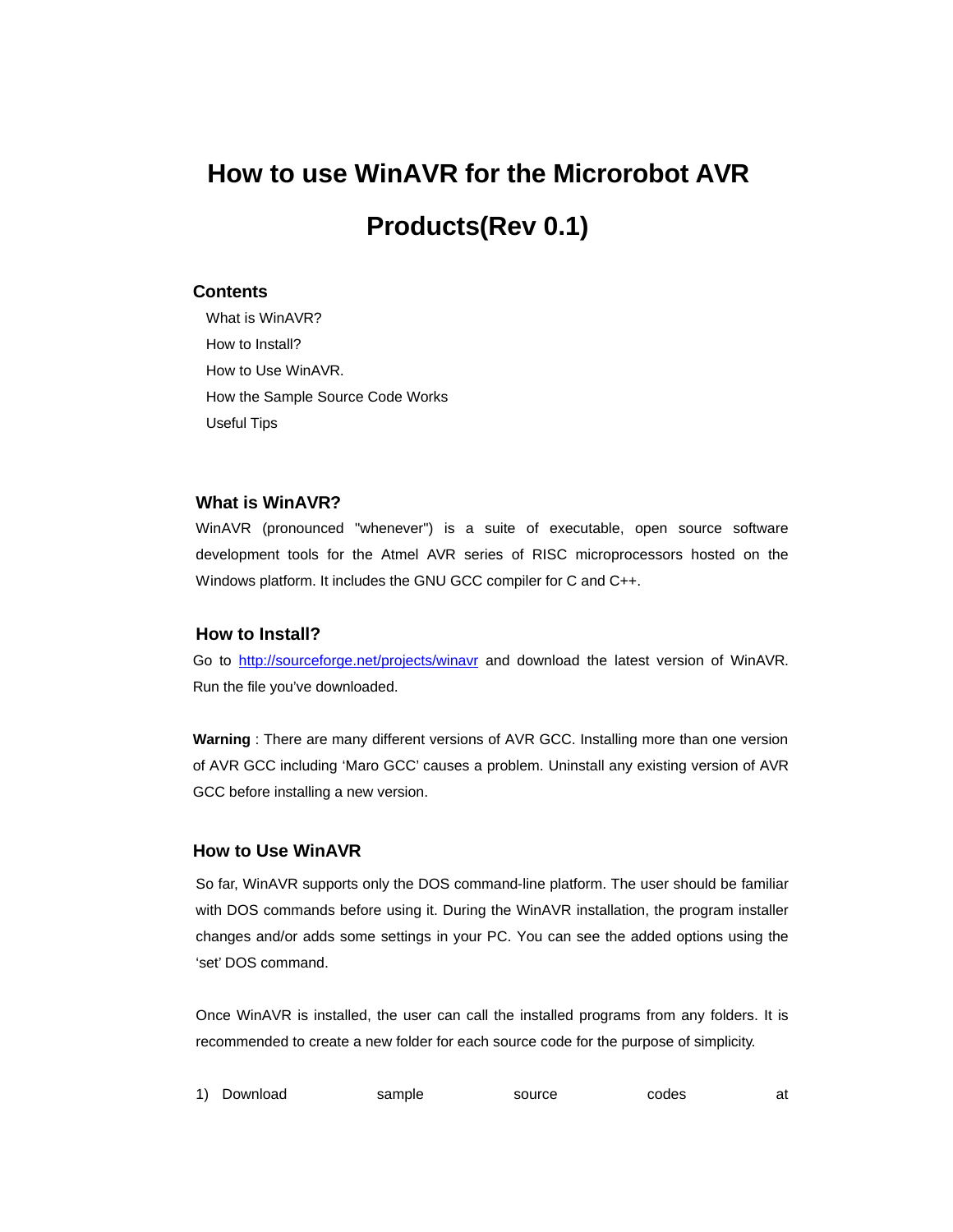# How to use WinAVR for the Microrobot AVR Products(Rev 0.1)

### Contents

- What is WinAVR?
- How to Install?
- How to Use WinAVR.
- How the Sample Source Code Works
- Useful Tips

### What is WinAVR?

WinAVR (pronounced "whenever") is a suite of executable, open source software development tools for the Atmel AVR series of RISC microprocessors hosted on the Windows platform. It includes the GNU GCC compiler for C and C++.

### How to Install?

Go to [http://sourceforge.net/projects/winavr](http://sourceforge.net/projects/winavr) and download the latest version of WinAVR. Run the file you've downloaded.

**Warning** : There are many different versions of AVR GCC. Installing more than one version of AVR GCC including 'Maro GCC' causes a problem. Uninstall any existing version of AVR GCC before installing a new version.

### How to Use WinAVR

So far, WinAVR supports only the DOS command-line platform. The user should be familiar with DOS commands before using it. During the WinAVR installation, the program installer changes and/or adds some settings in your PC. You can see the added options using the 'set' DOS command.

Once WinAVR is installed, the user can call the installed programs from any folders. It is recommended to create a new folder for each source code for the purpose of simplicity.

1) Download sample source codes at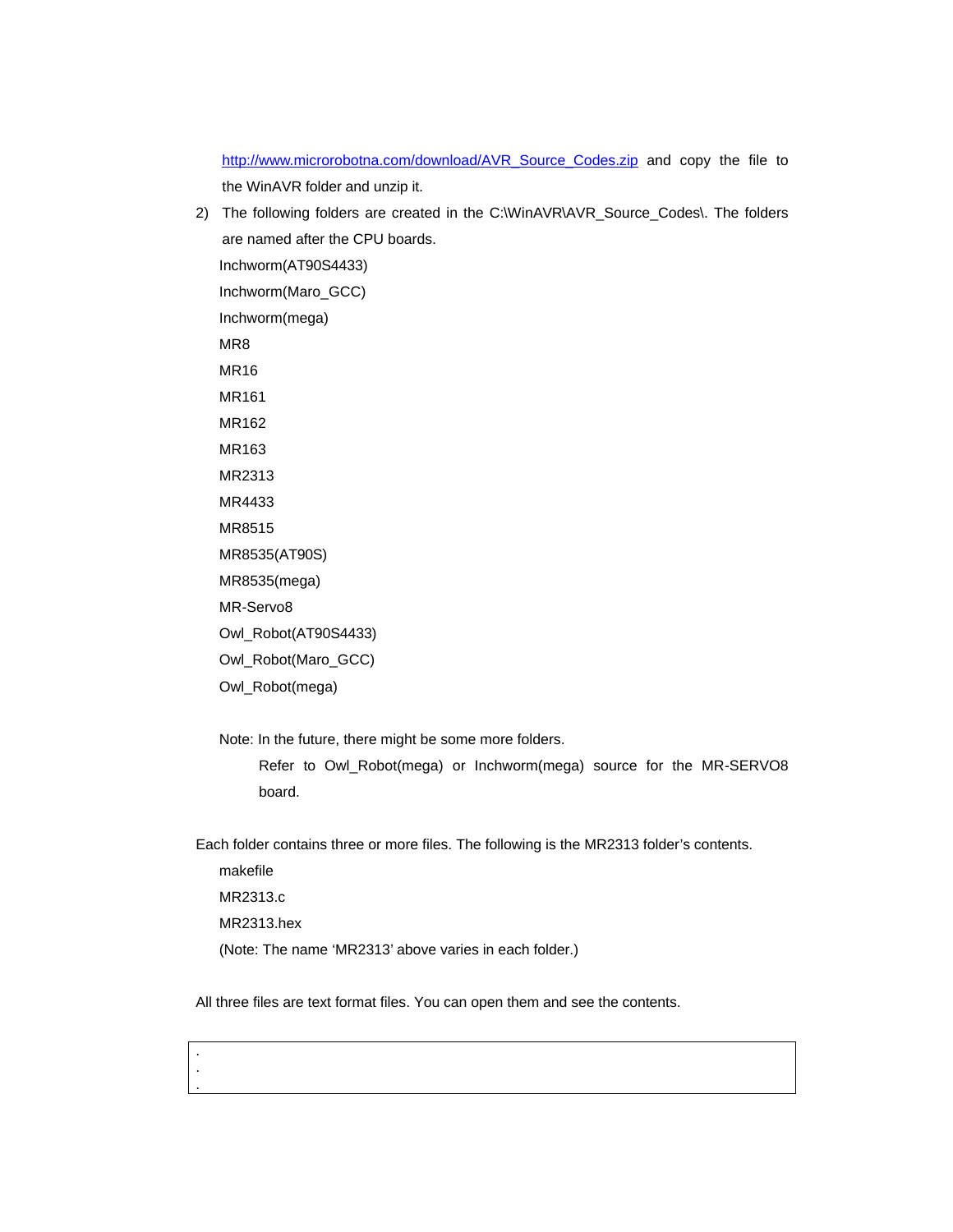http://www.microrobotna.com/download/AVR_Source_Codes.zip and copy the file to the WinAVR folder and unzip it.

2) The following folders are created in the C:\WinAVR\AVR_Source_Codes\. The folders are named after the CPU boards.

   Inchworm(AT90S4433)
   Inchworm(Maro_GCC)
   Inchworm(mega)
   MR8
   MR16
   MR161
   MR162
   MR163
   MR2313
   MR4433
   MR8515
   MR8535(AT90S)
   MR8535(mega)
   MR-Servo8
   Owl_Robot(AT90S4433)
   Owl_Robot(Maro_GCC)
   Owl_Robot(mega)

   Note: In the future, there might be some more folders.
   Refer to Owl_Robot(mega) or Inchworm(mega) source for the MR-SERVO8 board.

Each folder contains three or more files. The following is the MR2313 folder's contents.

   makefile
   MR2313.c
   MR2313.hex
   (Note: The name 'MR2313' above varies in each folder.)

All three files are text format files. You can open them and see the contents.

```
.
.
.
```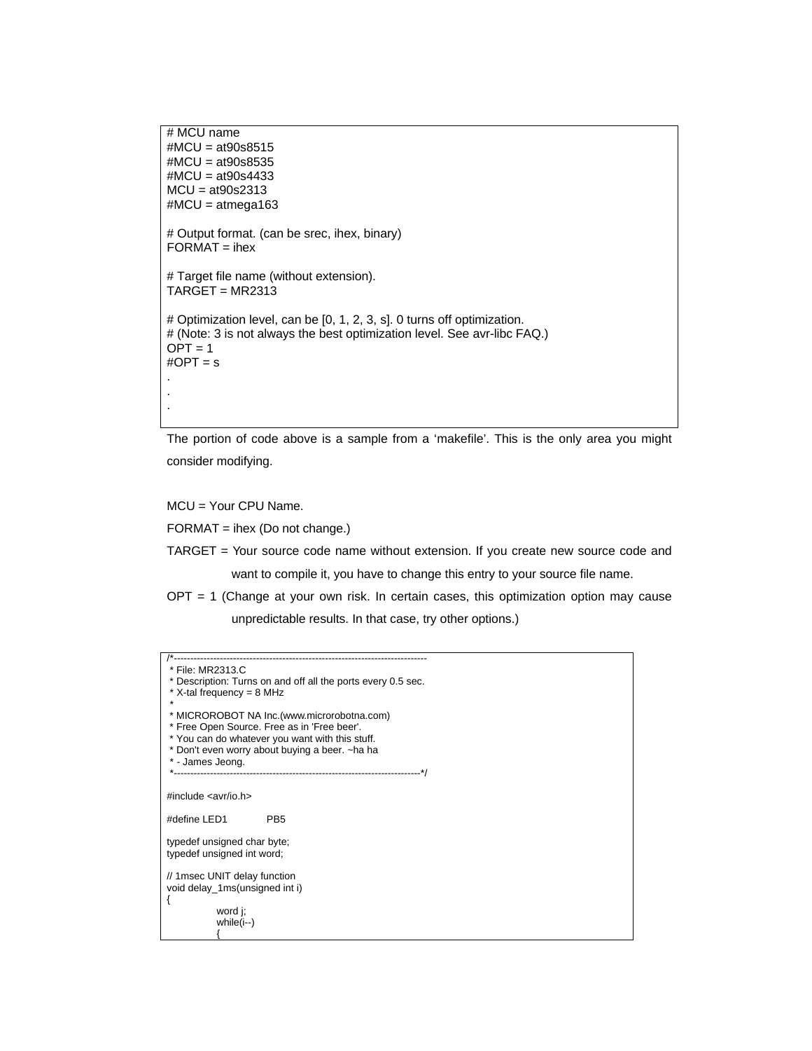```
# MCU name
#MCU = at90s8515
#MCU = at90s8535
#MCU = at90s4433
MCU = at90s2313
#MCU = atmega163

# Output format. (can be srec, ihex, binary)
FORMAT = ihex

# Target file name (without extension).
TARGET = MR2313

# Optimization level, can be [0, 1, 2, 3, s]. 0 turns off optimization.
# (Note: 3 is not always the best optimization level. See avr-libc FAQ.)
OPT = 1
#OPT = s
.
.
.
```

The portion of code above is a sample from a 'makefile'. This is the only area you might consider modifying.

MCU = Your CPU Name.

FORMAT = ihex (Do not change.)

TARGET = Your source code name without extension. If you create new source code and want to compile it, you have to change this entry to your source file name.

OPT = 1 (Change at your own risk. In certain cases, this optimization option may cause unpredictable results. In that case, try other options.)

```
/*----------------------------------------------------------------------------
 * File: MR2313.C
 * Description: Turns on and off all the ports every 0.5 sec.
 * X-tal frequency = 8 MHz
 *
 * MICROROBOT NA Inc.(www.microrobotna.com)
 * Free Open Source. Free as in 'Free beer'.
 * You can do whatever you want with this stuff.
 * Don't even worry about buying a beer. ~ha ha
 * - James Jeong.
 *---------------------------------------------------------------------------*/

#include <avr/io.h>

#define LED1        PB5

typedef unsigned char byte;
typedef unsigned int word;

// 1msec UNIT delay function
void delay_1ms(unsigned int i)
{
        word j;
        while(i--)
        {
```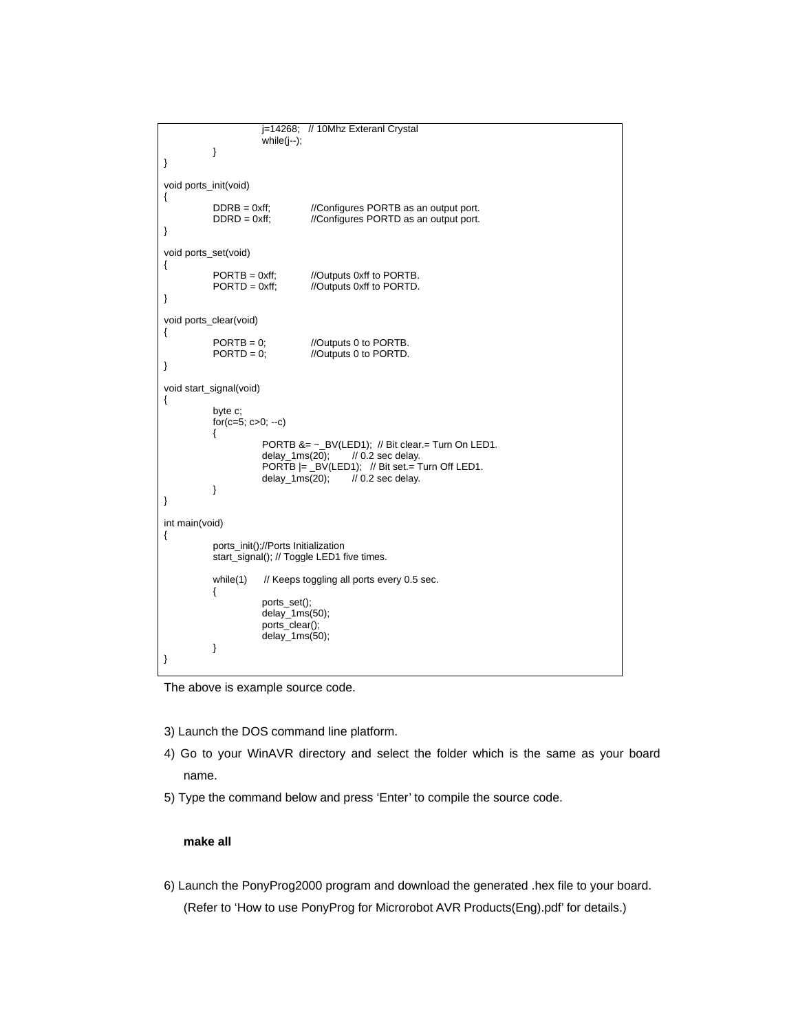```
                        j=14268;   // 10Mhz Exteranl Crystal
                        while(j--);
            }
}

void ports_init(void)
{
            DDRB = 0xff;            //Configures PORTB as an output port.
            DDRD = 0xff;            //Configures PORTD as an output port.
}

void ports_set(void)
{
            PORTB = 0xff;           //Outputs 0xff to PORTB.
            PORTD = 0xff;           //Outputs 0xff to PORTD.
}

void ports_clear(void)
{
            PORTB = 0;              //Outputs 0 to PORTB.
            PORTD = 0;              //Outputs 0 to PORTD.
}

void start_signal(void)
{
            byte c;
            for(c=5; c>0; --c)
            {
                        PORTB &= ~_BV(LED1);  // Bit clear.= Turn On LED1.
                        delay_1ms(20);        // 0.2 sec delay.
                        PORTB |= _BV(LED1);   // Bit set.= Turn Off LED1.
                        delay_1ms(20);        // 0.2 sec delay.
            }
}

int main(void)
{
            ports_init();//Ports Initialization
            start_signal(); // Toggle LED1 five times.

            while(1)      // Keeps toggling all ports every 0.5 sec.
            {
                        ports_set();
                        delay_1ms(50);
                        ports_clear();
                        delay_1ms(50);
            }
}
```

The above is example source code.

3) Launch the DOS command line platform.

4) Go to your WinAVR directory and select the folder which is the same as your board name.

5) Type the command below and press ‘Enter’ to compile the source code.

**make all**

6) Launch the PonyProg2000 program and download the generated .hex file to your board. (Refer to ‘How to use PonyProg for Microrobot AVR Products(Eng).pdf’ for details.)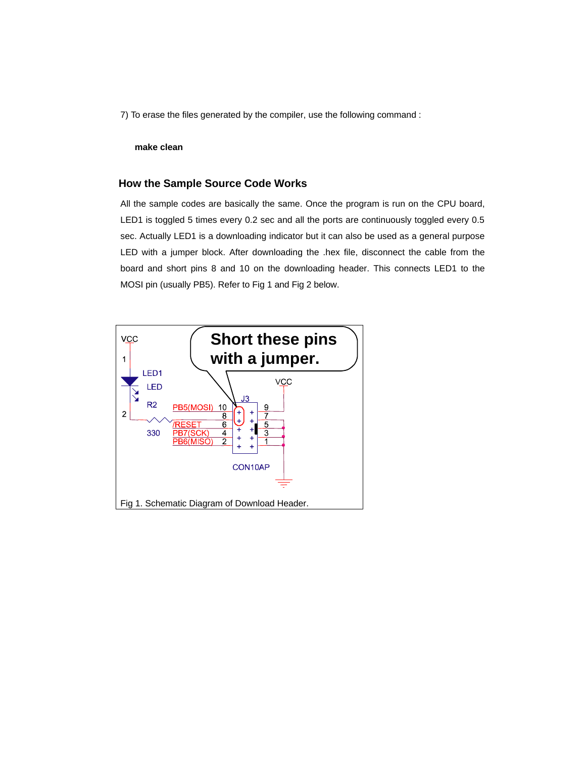7) To erase the files generated by the compiler, use the following command :

**make clean**

### How the Sample Source Code Works

All the sample codes are basically the same. Once the program is run on the CPU board, LED1 is toggled 5 times every 0.2 sec and all the ports are continuously toggled every 0.5 sec. Actually LED1 is a downloading indicator but it can also be used as a general purpose LED with a jumper block. After downloading the .hex file, disconnect the cable from the board and short pins 8 and 10 on the downloading header. This connects LED1 to the MOSI pin (usually PB5). Refer to Fig 1 and Fig 2 below.

Fig 1. Schematic Diagram of Download Header.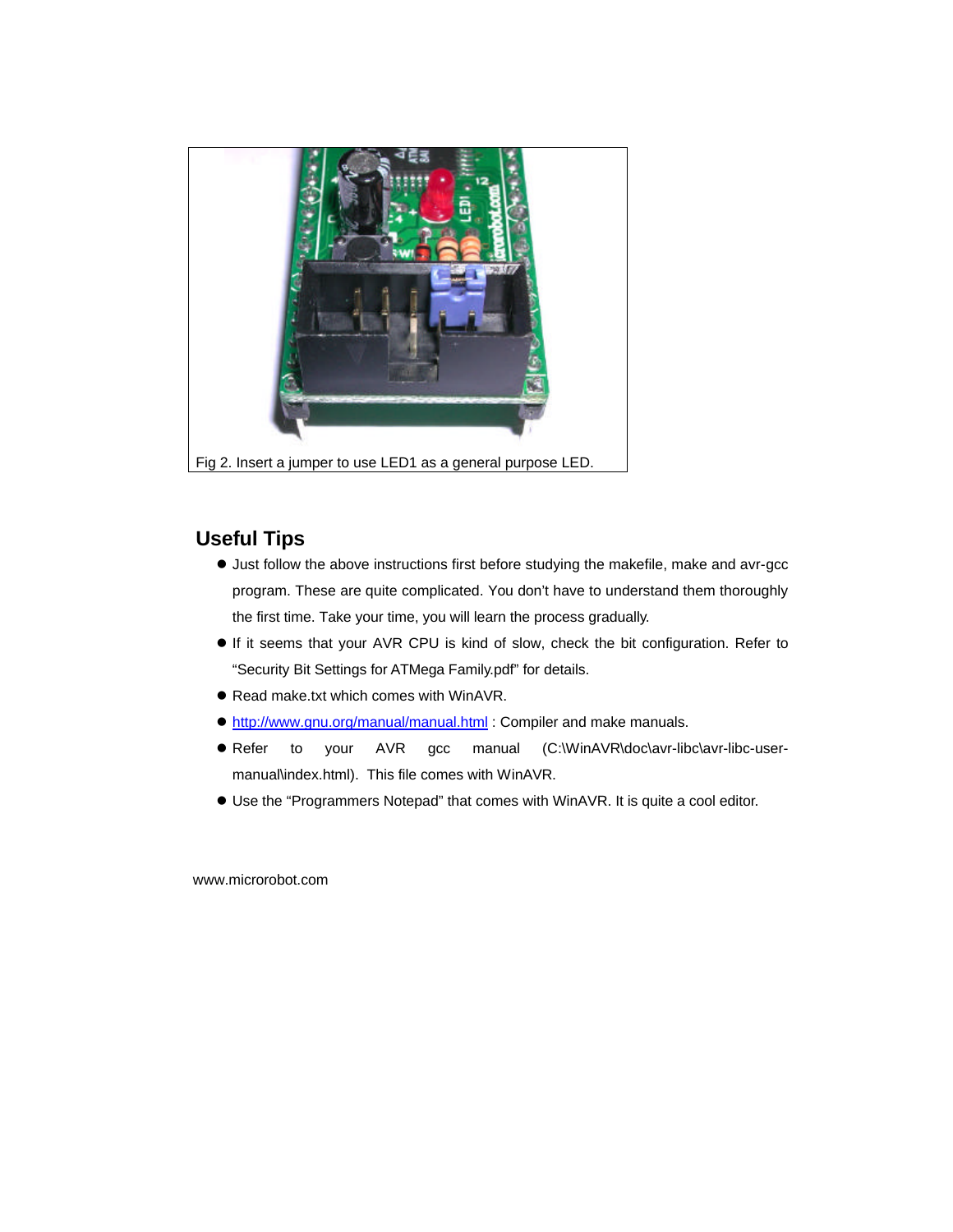Fig 2. Insert a jumper to use LED1 as a general purpose LED.

## Useful Tips

- Just follow the above instructions first before studying the makefile, make and avr-gcc program. These are quite complicated. You don't have to understand them thoroughly the first time. Take your time, you will learn the process gradually.
- If it seems that your AVR CPU is kind of slow, check the bit configuration. Refer to "Security Bit Settings for ATMega Family.pdf" for details.
- Read make.txt which comes with WinAVR.
- http://www.gnu.org/manual/manual.html : Compiler and make manuals.
- Refer to your AVR gcc manual (C:\WinAVR\doc\avr-libc\avr-libc-user-manual\index.html). This file comes with WinAVR.
- Use the "Programmers Notepad" that comes with WinAVR. It is quite a cool editor.

www.microrobot.com